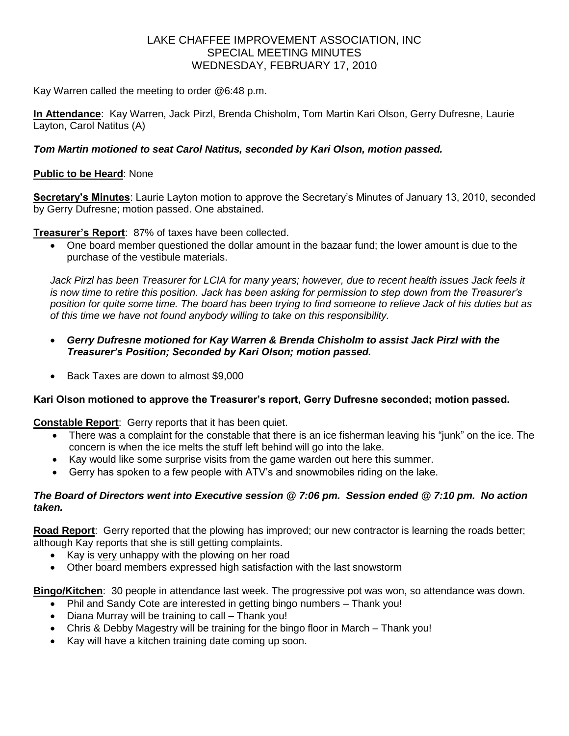# LAKE CHAFFEE IMPROVEMENT ASSOCIATION, INC
## SPECIAL MEETING MINUTES
## WEDNESDAY, FEBRUARY 17, 2010

Kay Warren called the meeting to order @6:48 p.m.

**In Attendance**: Kay Warren, Jack Pirzl, Brenda Chisholm, Tom Martin Kari Olson, Gerry Dufresne, Laurie Layton, Carol Natitus (A)

***Tom Martin motioned to seat Carol Natitus, seconded by Kari Olson, motion passed.***

**Public to be Heard**: None

**Secretary's Minutes**: Laurie Layton motion to approve the Secretary's Minutes of January 13, 2010, seconded by Gerry Dufresne; motion passed. One abstained.

**Treasurer's Report**: 87% of taxes have been collected.

- One board member questioned the dollar amount in the bazaar fund; the lower amount is due to the purchase of the vestibule materials.

*Jack Pirzl has been Treasurer for LCIA for many years; however, due to recent health issues Jack feels it is now time to retire this position. Jack has been asking for permission to step down from the Treasurer's position for quite some time. The board has been trying to find someone to relieve Jack of his duties but as of this time we have not found anybody willing to take on this responsibility.*

- ***Gerry Dufresne motioned for Kay Warren & Brenda Chisholm to assist Jack Pirzl with the Treasurer's Position; Seconded by Kari Olson; motion passed.***
- Back Taxes are down to almost $9,000

**Kari Olson motioned to approve the Treasurer's report, Gerry Dufresne seconded; motion passed.**

**Constable Report**: Gerry reports that it has been quiet.

- There was a complaint for the constable that there is an ice fisherman leaving his "junk" on the ice. The concern is when the ice melts the stuff left behind will go into the lake.
- Kay would like some surprise visits from the game warden out here this summer.
- Gerry has spoken to a few people with ATV's and snowmobiles riding on the lake.

***The Board of Directors went into Executive session @ 7:06 pm. Session ended @ 7:10 pm. No action taken.***

**Road Report**: Gerry reported that the plowing has improved; our new contractor is learning the roads better; although Kay reports that she is still getting complaints.

- Kay is <u>very</u> unhappy with the plowing on her road
- Other board members expressed high satisfaction with the last snowstorm

**Bingo/Kitchen**: 30 people in attendance last week. The progressive pot was won, so attendance was down.

- Phil and Sandy Cote are interested in getting bingo numbers – Thank you!
- Diana Murray will be training to call – Thank you!
- Chris & Debby Magestry will be training for the bingo floor in March – Thank you!
- Kay will have a kitchen training date coming up soon.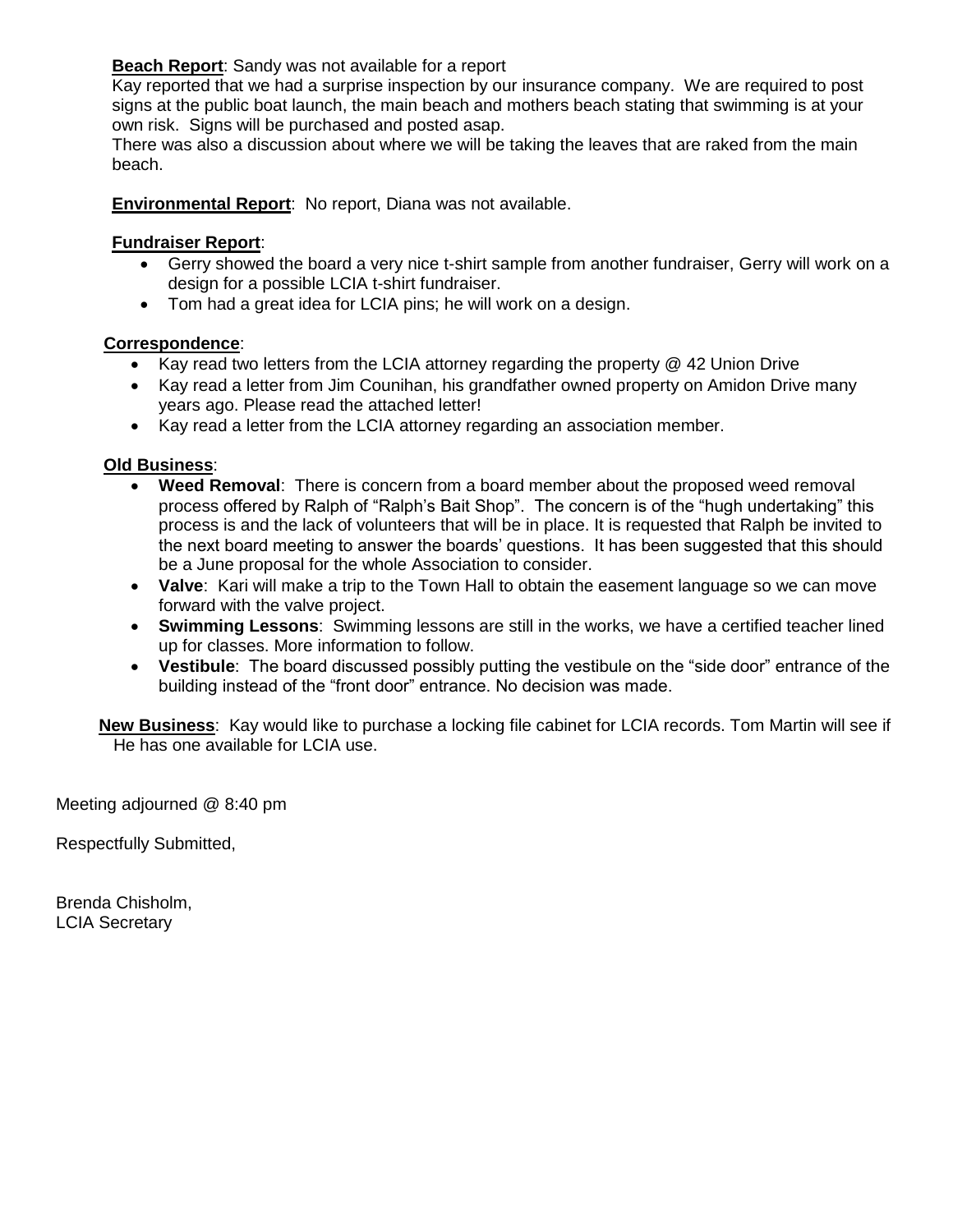**Beach Report**: Sandy was not available for a report

Kay reported that we had a surprise inspection by our insurance company. We are required to post signs at the public boat launch, the main beach and mothers beach stating that swimming is at your own risk. Signs will be purchased and posted asap.

There was also a discussion about where we will be taking the leaves that are raked from the main beach.

**Environmental Report**: No report, Diana was not available.

**Fundraiser Report**:

- Gerry showed the board a very nice t-shirt sample from another fundraiser, Gerry will work on a design for a possible LCIA t-shirt fundraiser.
- Tom had a great idea for LCIA pins; he will work on a design.

**Correspondence**:

- Kay read two letters from the LCIA attorney regarding the property @ 42 Union Drive
- Kay read a letter from Jim Counihan, his grandfather owned property on Amidon Drive many years ago. Please read the attached letter!
- Kay read a letter from the LCIA attorney regarding an association member.

**Old Business**:

- **Weed Removal**: There is concern from a board member about the proposed weed removal process offered by Ralph of "Ralph's Bait Shop". The concern is of the "hugh undertaking" this process is and the lack of volunteers that will be in place. It is requested that Ralph be invited to the next board meeting to answer the boards' questions. It has been suggested that this should be a June proposal for the whole Association to consider.
- **Valve**: Kari will make a trip to the Town Hall to obtain the easement language so we can move forward with the valve project.
- **Swimming Lessons**: Swimming lessons are still in the works, we have a certified teacher lined up for classes. More information to follow.
- **Vestibule**: The board discussed possibly putting the vestibule on the "side door" entrance of the building instead of the "front door" entrance. No decision was made.

**New Business**: Kay would like to purchase a locking file cabinet for LCIA records. Tom Martin will see if He has one available for LCIA use.

Meeting adjourned @ 8:40 pm

Respectfully Submitted,

Brenda Chisholm,
LCIA Secretary